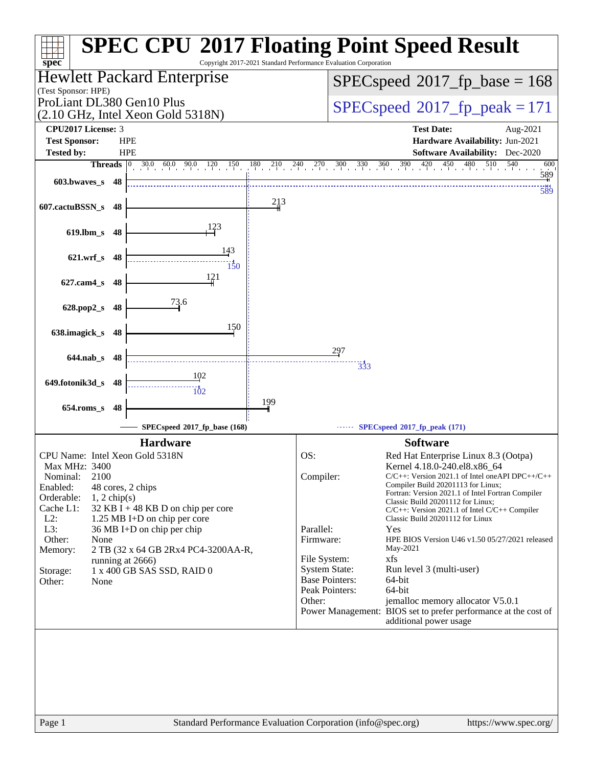# SPEC CPU 2017 Floating Point Speed Result

Copyright 2017-2021 Standard Performance Evaluation Corporation

## Hewlett Packard Enterprise
(Test Sponsor: HPE)

ProLiant DL380 Gen10 Plus
(2.10 GHz, Intel Xeon Gold 5318N)

SPECspeed 2017_fp_base = 168

SPECspeed 2017_fp_peak = 171

| | | | |
|---|---|---|---|
| **CPU2017 License:** | 3 | **Test Date:** | Aug-2021 |
| **Test Sponsor:** | HPE | **Hardware Availability:** | Jun-2021 |
| **Tested by:** | HPE | **Software Availability:** | Dec-2020 |

| Benchmark | Threads | Base | Peak |
|---|---|---|---|
| 603.bwaves_s | 48 | 589 | 589 |
| 607.cactuBSSN_s | 48 | 213 | |
| 619.lbm_s | 48 | 123 | |
| 621.wrf_s | 48 | 143 | 150 |
| 627.cam4_s | 48 | 121 | |
| 628.pop2_s | 48 | 73.6 | |
| 638.imagick_s | 48 | 150 | |
| 644.nab_s | 48 | 297 | 333 |
| 649.fotonik3d_s | 48 | 102 | 102 |
| 654.roms_s | 48 | 199 | |

SPECspeed 2017_fp_base (168) — SPECspeed 2017_fp_peak (171)

## Hardware

| | |
|---|---|
| CPU Name: | Intel Xeon Gold 5318N |
| Max MHz: | 3400 |
| Nominal: | 2100 |
| Enabled: | 48 cores, 2 chips |
| Orderable: | 1, 2 chip(s) |
| Cache L1: | 32 KB I + 48 KB D on chip per core |
| L2: | 1.25 MB I+D on chip per core |
| L3: | 36 MB I+D on chip per chip |
| Other: | None |
| Memory: | 2 TB (32 x 64 GB 2Rx4 PC4-3200AA-R, running at 2666) |
| Storage: | 1 x 400 GB SAS SSD, RAID 0 |
| Other: | None |

## Software

| | |
|---|---|
| OS: | Red Hat Enterprise Linux 8.3 (Ootpa) Kernel 4.18.0-240.el8.x86_64 |
| Compiler: | C/C++: Version 2021.1 of Intel oneAPI DPC++/C++ Compiler Build 20201113 for Linux; Fortran: Version 2021.1 of Intel Fortran Compiler Classic Build 20201112 for Linux; C/C++: Version 2021.1 of Intel C/C++ Compiler Classic Build 20201112 for Linux |
| Parallel: | Yes |
| Firmware: | HPE BIOS Version U46 v1.50 05/27/2021 released May-2021 |
| File System: | xfs |
| System State: | Run level 3 (multi-user) |
| Base Pointers: | 64-bit |
| Peak Pointers: | 64-bit |
| Other: | jemalloc memory allocator V5.0.1 |
| Power Management: | BIOS set to prefer performance at the cost of additional power usage |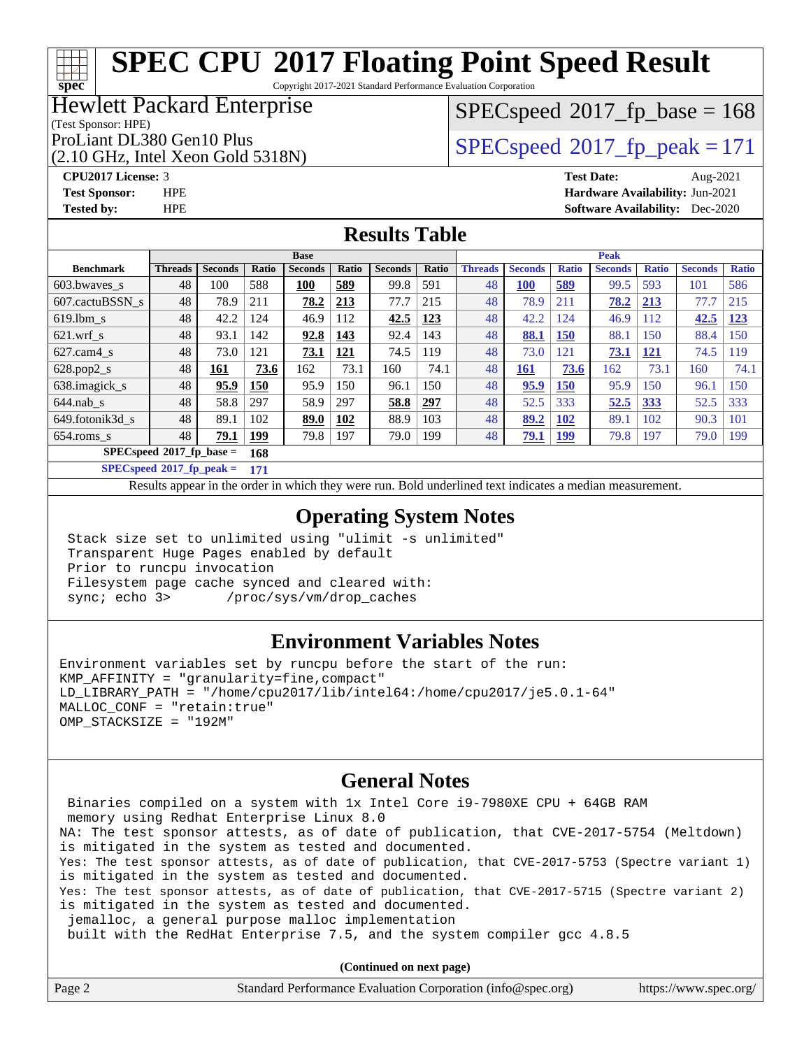# SPEC CPU 2017 Floating Point Speed Result

Copyright 2017-2021 Standard Performance Evaluation Corporation

**Hewlett Packard Enterprise**
(Test Sponsor: HPE)
ProLiant DL380 Gen10 Plus
(2.10 GHz, Intel Xeon Gold 5318N)

SPECspeed 2017_fp_base = 168
SPECspeed 2017_fp_peak = 171

**CPU2017 License:** 3
**Test Sponsor:** HPE
**Tested by:** HPE
**Test Date:** Aug-2021
**Hardware Availability:** Jun-2021
**Software Availability:** Dec-2020

## Results Table

| | Base | | | | | | | Peak | | | | | | |
|---|---|---|---|---|---|---|---|---|---|---|---|---|---|---|
| **Benchmark** | **Threads** | **Seconds** | **Ratio** | **Seconds** | **Ratio** | **Seconds** | **Ratio** | **Threads** | **Seconds** | **Ratio** | **Seconds** | **Ratio** | **Seconds** | **Ratio** |
| 603.bwaves_s | 48 | 100 | 588 | **100** | **589** | 99.8 | 591 | 48 | **100** | **589** | 99.5 | 593 | 101 | 586 |
| 607.cactuBSSN_s | 48 | 78.9 | 211 | **78.2** | **213** | 77.7 | 215 | 48 | 78.9 | 211 | **78.2** | **213** | 77.7 | 215 |
| 619.lbm_s | 48 | 42.2 | 124 | 46.9 | 112 | **42.5** | **123** | 48 | 42.2 | 124 | 46.9 | 112 | **42.5** | **123** |
| 621.wrf_s | 48 | 93.1 | 142 | **92.8** | **143** | 92.4 | 143 | 48 | **88.1** | **150** | 88.1 | 150 | 88.4 | 150 |
| 627.cam4_s | 48 | 73.0 | 121 | **73.1** | **121** | 74.5 | 119 | 48 | 73.0 | 121 | **73.1** | **121** | 74.5 | 119 |
| 628.pop2_s | 48 | **161** | **73.6** | 162 | 73.1 | 160 | 74.1 | 48 | **161** | **73.6** | 162 | 73.1 | 160 | 74.1 |
| 638.imagick_s | 48 | **95.9** | **150** | 95.9 | 150 | 96.1 | 150 | 48 | **95.9** | **150** | 95.9 | 150 | 96.1 | 150 |
| 644.nab_s | 48 | 58.8 | 297 | 58.9 | 297 | **58.8** | **297** | 48 | 52.5 | 333 | **52.5** | **333** | 52.5 | 333 |
| 649.fotonik3d_s | 48 | 89.1 | 102 | **89.0** | **102** | 88.9 | 103 | 48 | **89.2** | **102** | 89.1 | 102 | 90.3 | 101 |
| 654.roms_s | 48 | **79.1** | **199** | 79.8 | 197 | 79.0 | 199 | 48 | **79.1** | **199** | 79.8 | 197 | 79.0 | 199 |

**SPECspeed 2017_fp_base = 168**

**SPECspeed 2017_fp_peak = 171**

Results appear in the order in which they were run. Bold underlined text indicates a median measurement.

## Operating System Notes

```
Stack size set to unlimited using "ulimit -s unlimited"
Transparent Huge Pages enabled by default
Prior to runcpu invocation
Filesystem page cache synced and cleared with:
sync; echo 3>       /proc/sys/vm/drop_caches
```

## Environment Variables Notes

```
Environment variables set by runcpu before the start of the run:
KMP_AFFINITY = "granularity=fine,compact"
LD_LIBRARY_PATH = "/home/cpu2017/lib/intel64:/home/cpu2017/je5.0.1-64"
MALLOC_CONF = "retain:true"
OMP_STACKSIZE = "192M"
```

## General Notes

```
Binaries compiled on a system with 1x Intel Core i9-7980XE CPU + 64GB RAM
memory using Redhat Enterprise Linux 8.0
NA: The test sponsor attests, as of date of publication, that CVE-2017-5754 (Meltdown)
is mitigated in the system as tested and documented.
Yes: The test sponsor attests, as of date of publication, that CVE-2017-5753 (Spectre variant 1)
is mitigated in the system as tested and documented.
Yes: The test sponsor attests, as of date of publication, that CVE-2017-5715 (Spectre variant 2)
is mitigated in the system as tested and documented.
jemalloc, a general purpose malloc implementation
built with the RedHat Enterprise 7.5, and the system compiler gcc 4.8.5
```

**(Continued on next page)**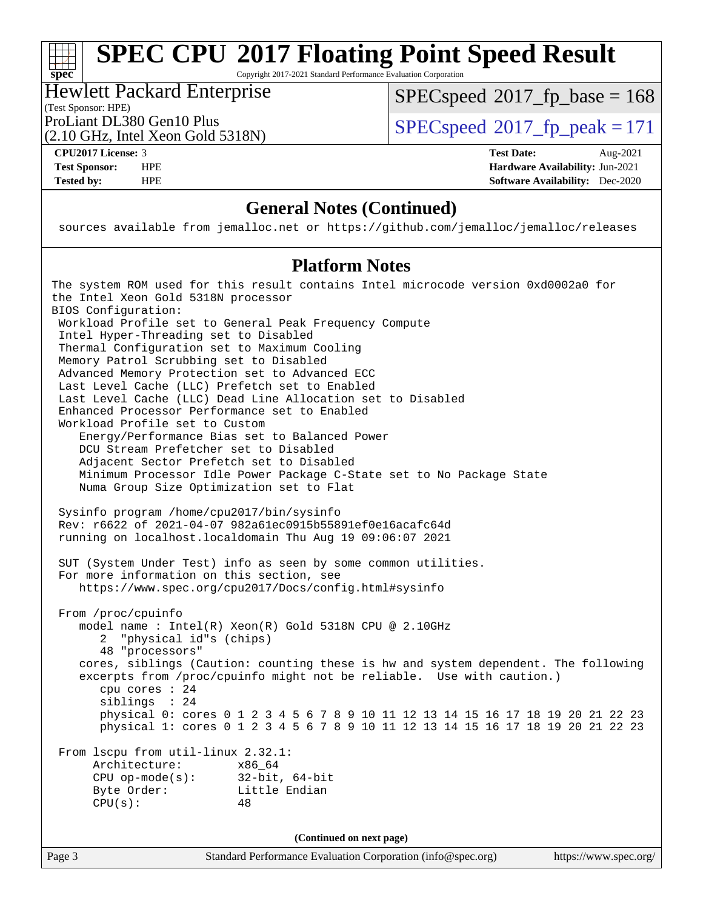# SPEC CPU 2017 Floating Point Speed Result

Copyright 2017-2021 Standard Performance Evaluation Corporation

**Hewlett Packard Enterprise**
(Test Sponsor: HPE)
ProLiant DL380 Gen10 Plus
(2.10 GHz, Intel Xeon Gold 5318N)

SPECspeed 2017_fp_base = 168
SPECspeed 2017_fp_peak = 171

| | | | |
|---|---|---|---|
| **CPU2017 License:** | 3 | **Test Date:** | Aug-2021 |
| **Test Sponsor:** | HPE | **Hardware Availability:** | Jun-2021 |
| **Tested by:** | HPE | **Software Availability:** | Dec-2020 |

## General Notes (Continued)

```
sources available from jemalloc.net or https://github.com/jemalloc/jemalloc/releases
```

## Platform Notes

```
The system ROM used for this result contains Intel microcode version 0xd0002a0 for
the Intel Xeon Gold 5318N processor
BIOS Configuration:
 Workload Profile set to General Peak Frequency Compute
 Intel Hyper-Threading set to Disabled
 Thermal Configuration set to Maximum Cooling
 Memory Patrol Scrubbing set to Disabled
 Advanced Memory Protection set to Advanced ECC
 Last Level Cache (LLC) Prefetch set to Enabled
 Last Level Cache (LLC) Dead Line Allocation set to Disabled
 Enhanced Processor Performance set to Enabled
 Workload Profile set to Custom
    Energy/Performance Bias set to Balanced Power
    DCU Stream Prefetcher set to Disabled
    Adjacent Sector Prefetch set to Disabled
    Minimum Processor Idle Power Package C-State set to No Package State
    Numa Group Size Optimization set to Flat

 Sysinfo program /home/cpu2017/bin/sysinfo
 Rev: r6622 of 2021-04-07 982a61ec0915b55891ef0e16acafc64d
 running on localhost.localdomain Thu Aug 19 09:06:07 2021

 SUT (System Under Test) info as seen by some common utilities.
 For more information on this section, see
    https://www.spec.org/cpu2017/Docs/config.html#sysinfo

 From /proc/cpuinfo
    model name : Intel(R) Xeon(R) Gold 5318N CPU @ 2.10GHz
       2  "physical id"s (chips)
       48 "processors"
    cores, siblings (Caution: counting these is hw and system dependent. The following
    excerpts from /proc/cpuinfo might not be reliable.  Use with caution.)
       cpu cores : 24
       siblings  : 24
       physical 0: cores 0 1 2 3 4 5 6 7 8 9 10 11 12 13 14 15 16 17 18 19 20 21 22 23
       physical 1: cores 0 1 2 3 4 5 6 7 8 9 10 11 12 13 14 15 16 17 18 19 20 21 22 23

 From lscpu from util-linux 2.32.1:
     Architecture:        x86_64
     CPU op-mode(s):      32-bit, 64-bit
     Byte Order:          Little Endian
     CPU(s):              48
```

(Continued on next page)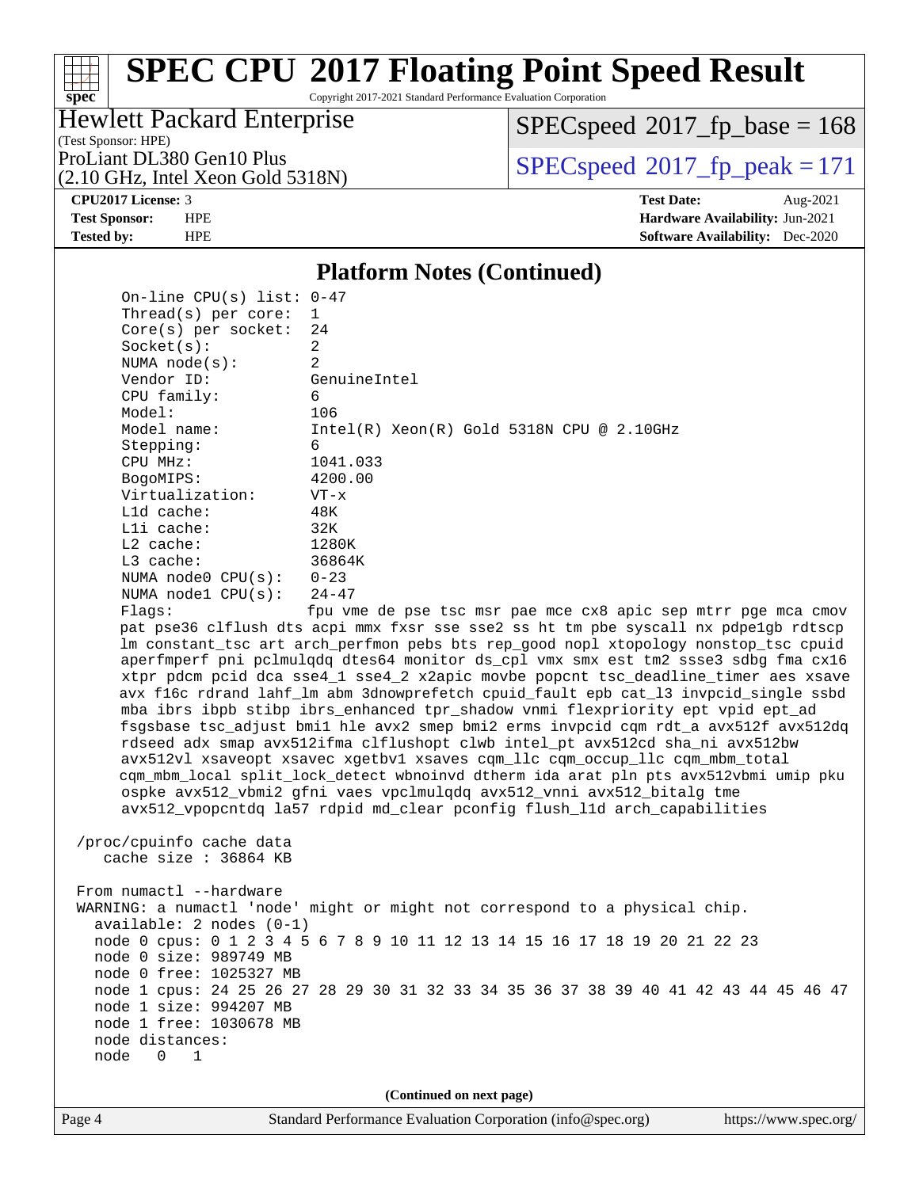## Platform Notes (Continued)

```
On-line CPU(s) list: 0-47
Thread(s) per core:  1
Core(s) per socket:  24
Socket(s):           2
NUMA node(s):        2
Vendor ID:           GenuineIntel
CPU family:          6
Model:               106
Model name:          Intel(R) Xeon(R) Gold 5318N CPU @ 2.10GHz
Stepping:            6
CPU MHz:             1041.033
BogoMIPS:            4200.00
Virtualization:      VT-x
L1d cache:           48K
L1i cache:           32K
L2 cache:            1280K
L3 cache:            36864K
NUMA node0 CPU(s):   0-23
NUMA node1 CPU(s):   24-47
Flags:               fpu vme de pse tsc msr pae mce cx8 apic sep mtrr pge mca cmov
pat pse36 clflush dts acpi mmx fxsr sse sse2 ss ht tm pbe syscall nx pdpe1gb rdtscp
lm constant_tsc art arch_perfmon pebs bts rep_good nopl xtopology nonstop_tsc cpuid
aperfmperf pni pclmulqdq dtes64 monitor ds_cpl vmx smx est tm2 ssse3 sdbg fma cx16
xtpr pdcm pcid dca sse4_1 sse4_2 x2apic movbe popcnt tsc_deadline_timer aes xsave
avx f16c rdrand lahf_lm abm 3dnowprefetch cpuid_fault epb cat_l3 invpcid_single ssbd
mba ibrs ibpb stibp ibrs_enhanced tpr_shadow vnmi flexpriority ept vpid ept_ad
fsgsbase tsc_adjust bmi1 hle avx2 smep bmi2 erms invpcid cqm rdt_a avx512f avx512dq
rdseed adx smap avx512ifma clflushopt clwb intel_pt avx512cd sha_ni avx512bw
avx512vl xsaveopt xsavec xgetbv1 xsaves cqm_llc cqm_occup_llc cqm_mbm_total
cqm_mbm_local split_lock_detect wbnoinvd dtherm ida arat pln pts avx512vbmi umip pku
ospke avx512_vbmi2 gfni vaes vpclmulqdq avx512_vnni avx512_bitalg tme
avx512_vpopcntdq la57 rdpid md_clear pconfig flush_l1d arch_capabilities

/proc/cpuinfo cache data
   cache size : 36864 KB

From numactl --hardware
WARNING: a numactl 'node' might or might not correspond to a physical chip.
  available: 2 nodes (0-1)
  node 0 cpus: 0 1 2 3 4 5 6 7 8 9 10 11 12 13 14 15 16 17 18 19 20 21 22 23
  node 0 size: 989749 MB
  node 0 free: 1025327 MB
  node 1 cpus: 24 25 26 27 28 29 30 31 32 33 34 35 36 37 38 39 40 41 42 43 44 45 46 47
  node 1 size: 994207 MB
  node 1 free: 1030678 MB
  node distances:
  node   0   1
```

**(Continued on next page)**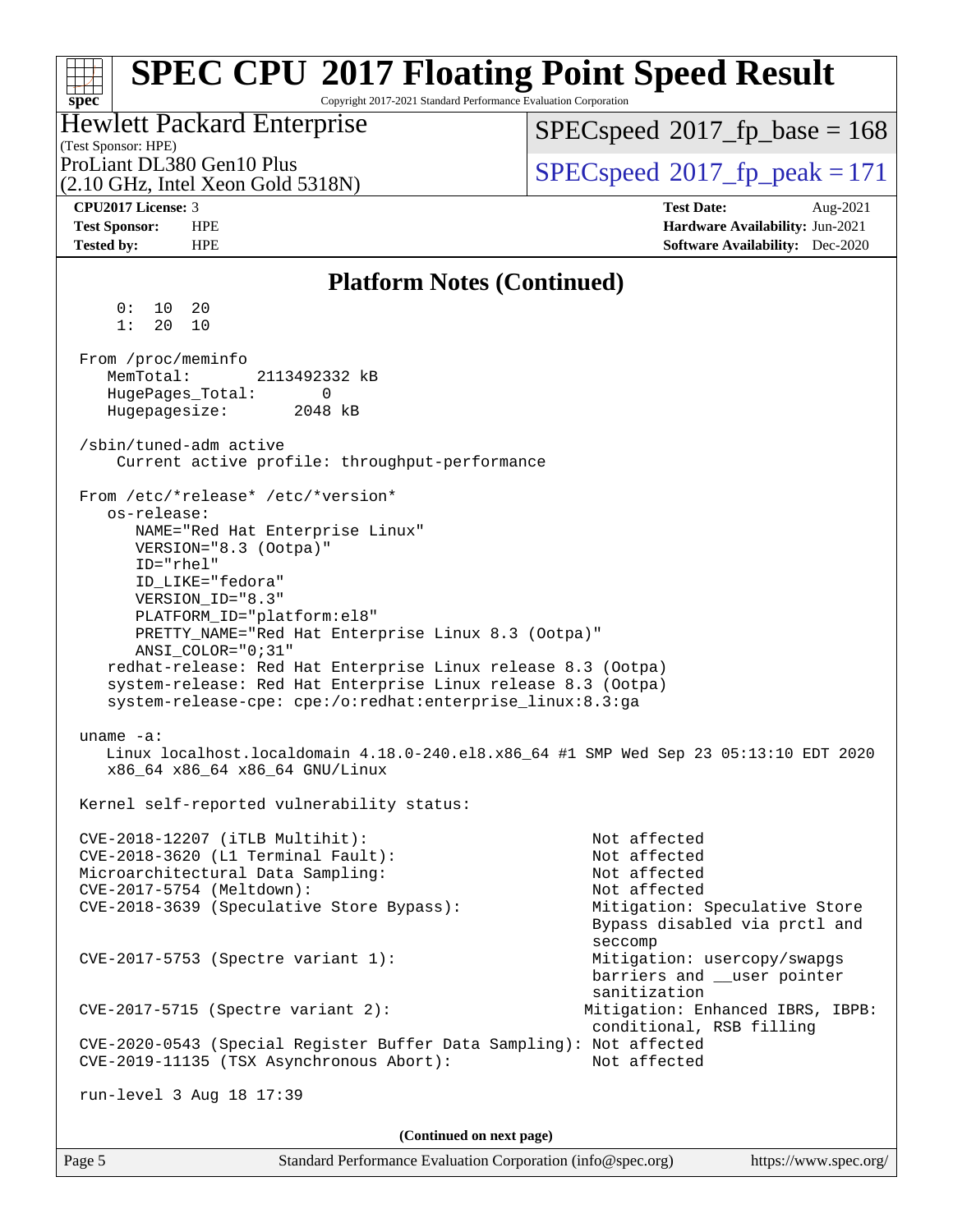## Platform Notes (Continued)

```
     0:  10  20
     1:  20  10

 From /proc/meminfo
    MemTotal:       2113492332 kB
    HugePages_Total:       0
    Hugepagesize:       2048 kB

 /sbin/tuned-adm active
     Current active profile: throughput-performance

 From /etc/*release* /etc/*version*
    os-release:
       NAME="Red Hat Enterprise Linux"
       VERSION="8.3 (Ootpa)"
       ID="rhel"
       ID_LIKE="fedora"
       VERSION_ID="8.3"
       PLATFORM_ID="platform:el8"
       PRETTY_NAME="Red Hat Enterprise Linux 8.3 (Ootpa)"
       ANSI_COLOR="0;31"
    redhat-release: Red Hat Enterprise Linux release 8.3 (Ootpa)
    system-release: Red Hat Enterprise Linux release 8.3 (Ootpa)
    system-release-cpe: cpe:/o:redhat:enterprise_linux:8.3:ga

 uname -a:
    Linux localhost.localdomain 4.18.0-240.el8.x86_64 #1 SMP Wed Sep 23 05:13:10 EDT 2020
    x86_64 x86_64 x86_64 GNU/Linux

 Kernel self-reported vulnerability status:

 CVE-2018-12207 (iTLB Multihit):                          Not affected
 CVE-2018-3620 (L1 Terminal Fault):                       Not affected
 Microarchitectural Data Sampling:                        Not affected
 CVE-2017-5754 (Meltdown):                                Not affected
 CVE-2018-3639 (Speculative Store Bypass):                Mitigation: Speculative Store
                                                          Bypass disabled via prctl and
                                                          seccomp
 CVE-2017-5753 (Spectre variant 1):                       Mitigation: usercopy/swapgs
                                                          barriers and __user pointer
                                                          sanitization
 CVE-2017-5715 (Spectre variant 2):                      Mitigation: Enhanced IBRS, IBPB:
                                                          conditional, RSB filling
 CVE-2020-0543 (Special Register Buffer Data Sampling): Not affected
 CVE-2019-11135 (TSX Asynchronous Abort):                 Not affected

 run-level 3 Aug 18 17:39
```

**(Continued on next page)**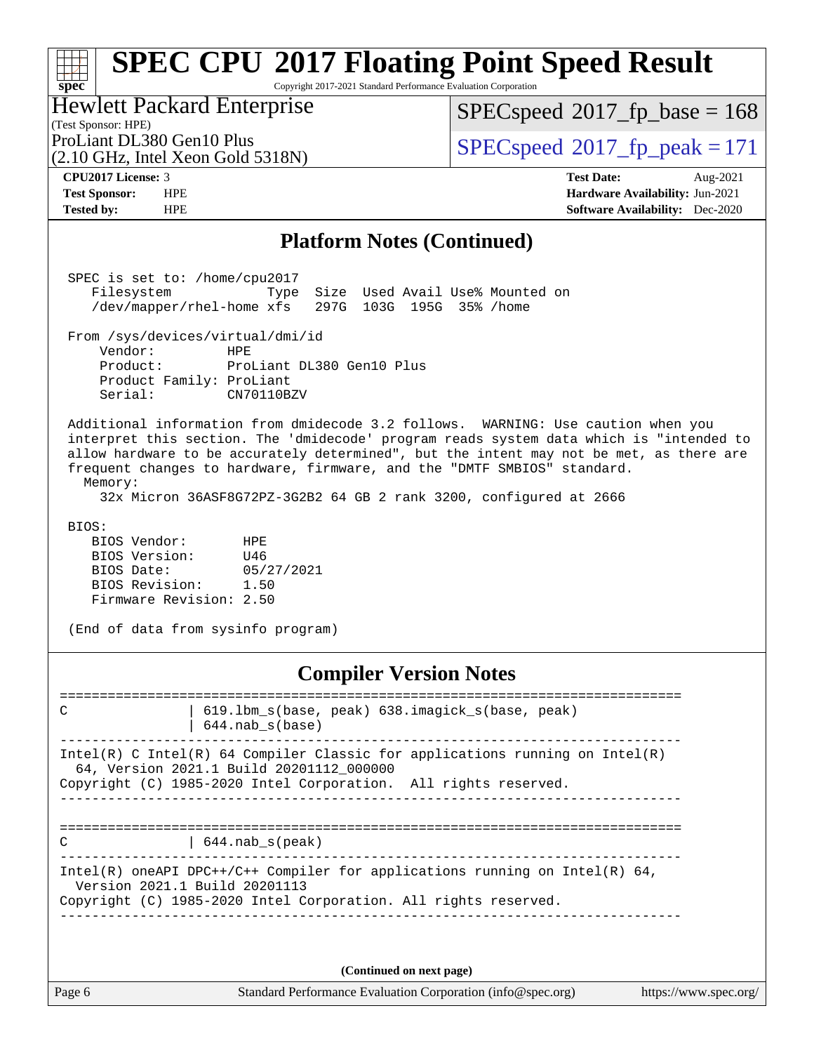## Platform Notes (Continued)

```
SPEC is set to: /home/cpu2017
   Filesystem            Type  Size  Used Avail Use% Mounted on
   /dev/mapper/rhel-home xfs   297G  103G  195G  35% /home

From /sys/devices/virtual/dmi/id
    Vendor:         HPE
    Product:        ProLiant DL380 Gen10 Plus
    Product Family: ProLiant
    Serial:         CN70110BZV

Additional information from dmidecode 3.2 follows.  WARNING: Use caution when you
interpret this section. The 'dmidecode' program reads system data which is "intended to
allow hardware to be accurately determined", but the intent may not be met, as there are
frequent changes to hardware, firmware, and the "DMTF SMBIOS" standard.
  Memory:
    32x Micron 36ASF8G72PZ-3G2B2 64 GB 2 rank 3200, configured at 2666

BIOS:
   BIOS Vendor:       HPE
   BIOS Version:      U46
   BIOS Date:         05/27/2021
   BIOS Revision:     1.50
   Firmware Revision: 2.50

(End of data from sysinfo program)
```

## Compiler Version Notes

```
==============================================================================
C               | 619.lbm_s(base, peak) 638.imagick_s(base, peak)
                | 644.nab_s(base)
------------------------------------------------------------------------------
Intel(R) C Intel(R) 64 Compiler Classic for applications running on Intel(R)
  64, Version 2021.1 Build 20201112_000000
Copyright (C) 1985-2020 Intel Corporation.  All rights reserved.
------------------------------------------------------------------------------

==============================================================================
C               | 644.nab_s(peak)
------------------------------------------------------------------------------
Intel(R) oneAPI DPC++/C++ Compiler for applications running on Intel(R) 64,
  Version 2021.1 Build 20201113
Copyright (C) 1985-2020 Intel Corporation. All rights reserved.
------------------------------------------------------------------------------
```

(Continued on next page)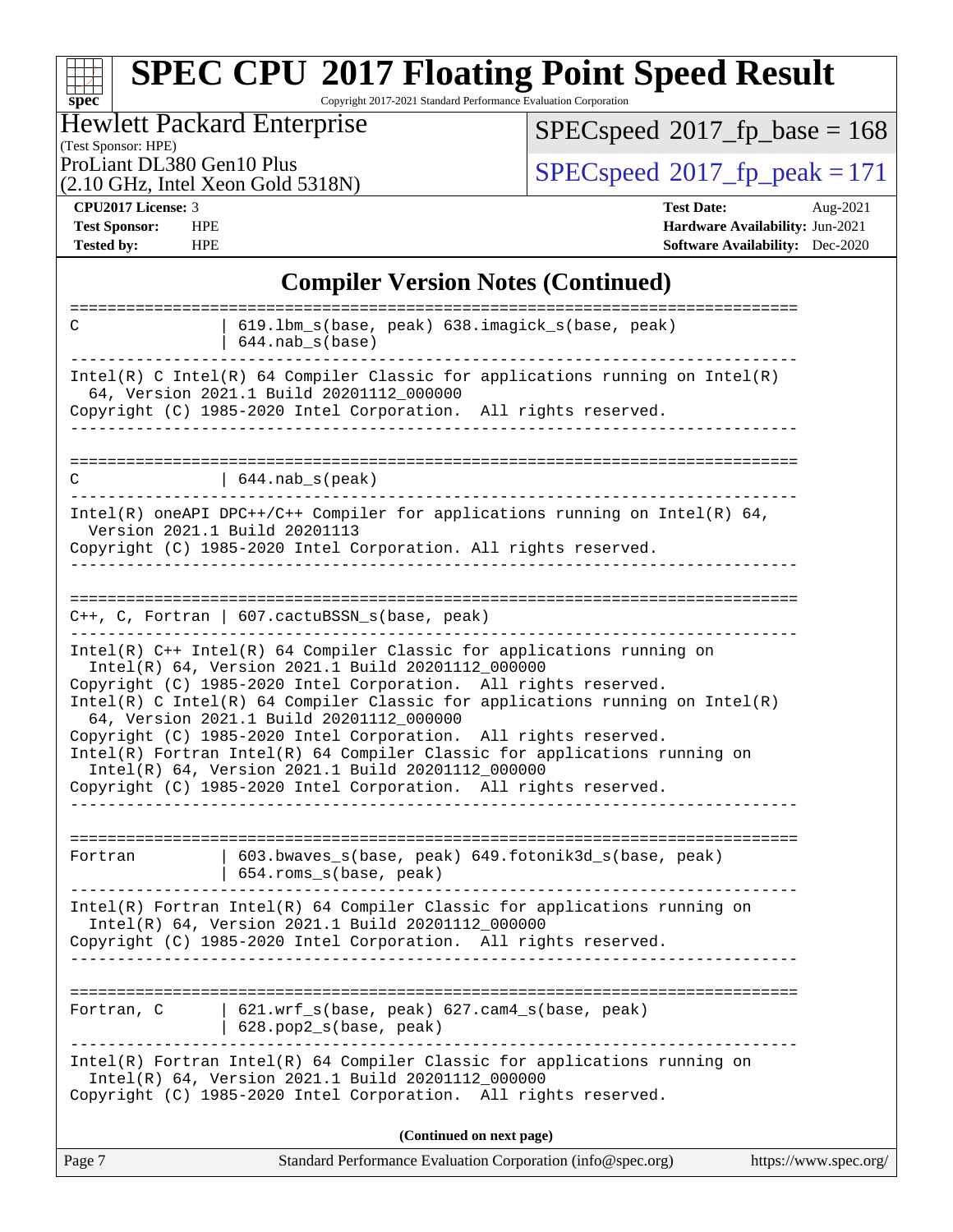## Compiler Version Notes (Continued)

```
==============================================================================
C               | 619.lbm_s(base, peak) 638.imagick_s(base, peak)
                | 644.nab_s(base)
------------------------------------------------------------------------------
Intel(R) C Intel(R) 64 Compiler Classic for applications running on Intel(R)
  64, Version 2021.1 Build 20201112_000000
Copyright (C) 1985-2020 Intel Corporation.  All rights reserved.
------------------------------------------------------------------------------

==============================================================================
C               | 644.nab_s(peak)
------------------------------------------------------------------------------
Intel(R) oneAPI DPC++/C++ Compiler for applications running on Intel(R) 64,
  Version 2021.1 Build 20201113
Copyright (C) 1985-2020 Intel Corporation. All rights reserved.
------------------------------------------------------------------------------

==============================================================================
C++, C, Fortran | 607.cactuBSSN_s(base, peak)
------------------------------------------------------------------------------
Intel(R) C++ Intel(R) 64 Compiler Classic for applications running on
  Intel(R) 64, Version 2021.1 Build 20201112_000000
Copyright (C) 1985-2020 Intel Corporation.  All rights reserved.
Intel(R) C Intel(R) 64 Compiler Classic for applications running on Intel(R)
  64, Version 2021.1 Build 20201112_000000
Copyright (C) 1985-2020 Intel Corporation.  All rights reserved.
Intel(R) Fortran Intel(R) 64 Compiler Classic for applications running on
  Intel(R) 64, Version 2021.1 Build 20201112_000000
Copyright (C) 1985-2020 Intel Corporation.  All rights reserved.
------------------------------------------------------------------------------

==============================================================================
Fortran         | 603.bwaves_s(base, peak) 649.fotonik3d_s(base, peak)
                | 654.roms_s(base, peak)
------------------------------------------------------------------------------
Intel(R) Fortran Intel(R) 64 Compiler Classic for applications running on
  Intel(R) 64, Version 2021.1 Build 20201112_000000
Copyright (C) 1985-2020 Intel Corporation.  All rights reserved.
------------------------------------------------------------------------------

==============================================================================
Fortran, C      | 621.wrf_s(base, peak) 627.cam4_s(base, peak)
                | 628.pop2_s(base, peak)
------------------------------------------------------------------------------
Intel(R) Fortran Intel(R) 64 Compiler Classic for applications running on
  Intel(R) 64, Version 2021.1 Build 20201112_000000
Copyright (C) 1985-2020 Intel Corporation.  All rights reserved.
```

(Continued on next page)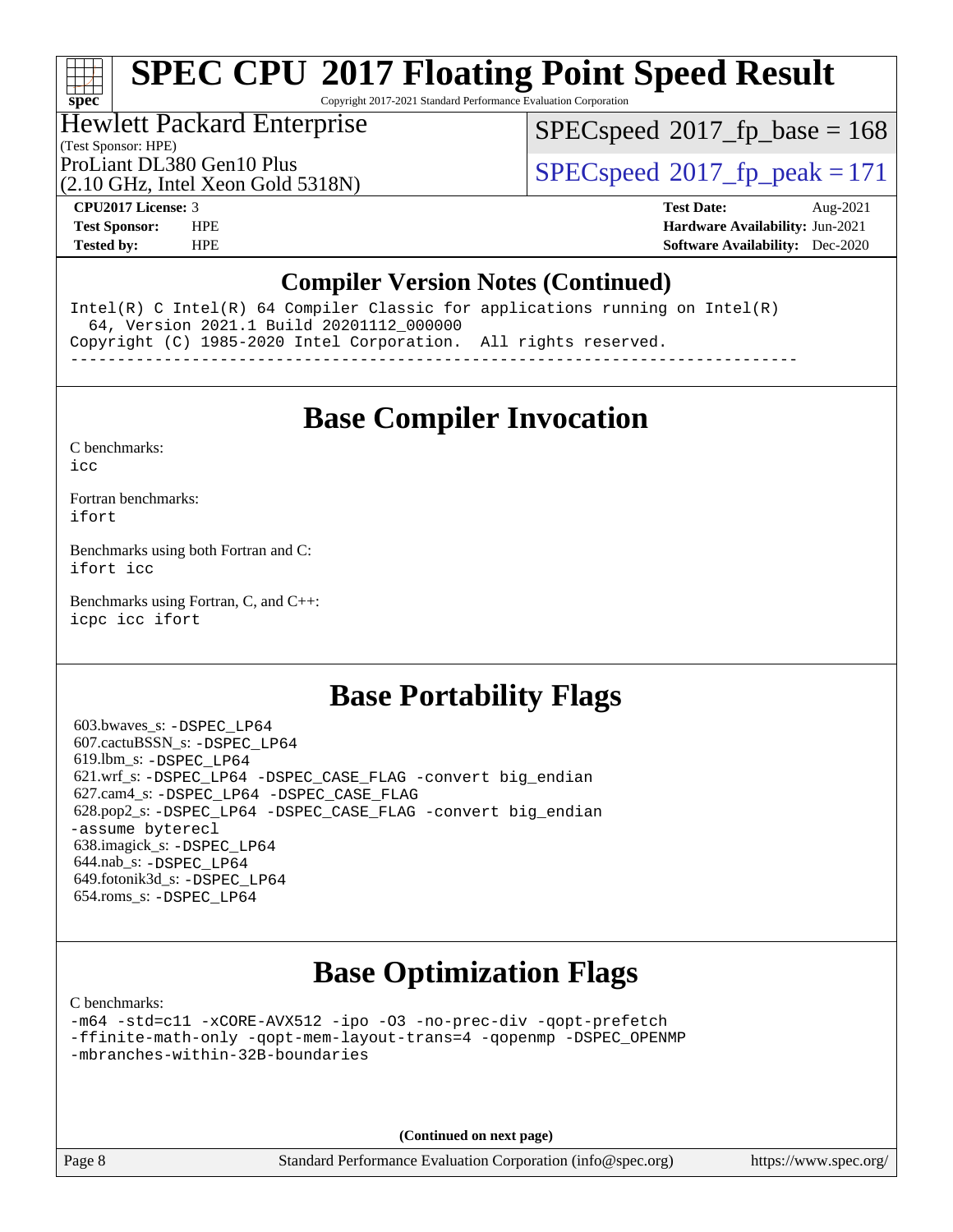## Compiler Version Notes (Continued)

```
Intel(R) C Intel(R) 64 Compiler Classic for applications running on Intel(R)
  64, Version 2021.1 Build 20201112_000000
Copyright (C) 1985-2020 Intel Corporation.  All rights reserved.
------------------------------------------------------------------------------
```

## Base Compiler Invocation

C benchmarks:
icc

Fortran benchmarks:
ifort

Benchmarks using both Fortran and C:
ifort icc

Benchmarks using Fortran, C, and C++:
icpc icc ifort

## Base Portability Flags

603.bwaves_s: -DSPEC_LP64
607.cactuBSSN_s: -DSPEC_LP64
619.lbm_s: -DSPEC_LP64
621.wrf_s: -DSPEC_LP64 -DSPEC_CASE_FLAG -convert big_endian
627.cam4_s: -DSPEC_LP64 -DSPEC_CASE_FLAG
628.pop2_s: -DSPEC_LP64 -DSPEC_CASE_FLAG -convert big_endian -assume byterecl
638.imagick_s: -DSPEC_LP64
644.nab_s: -DSPEC_LP64
649.fotonik3d_s: -DSPEC_LP64
654.roms_s: -DSPEC_LP64

## Base Optimization Flags

C benchmarks:
-m64 -std=c11 -xCORE-AVX512 -ipo -O3 -no-prec-div -qopt-prefetch -ffinite-math-only -qopt-mem-layout-trans=4 -qopenmp -DSPEC_OPENMP -mbranches-within-32B-boundaries

**(Continued on next page)**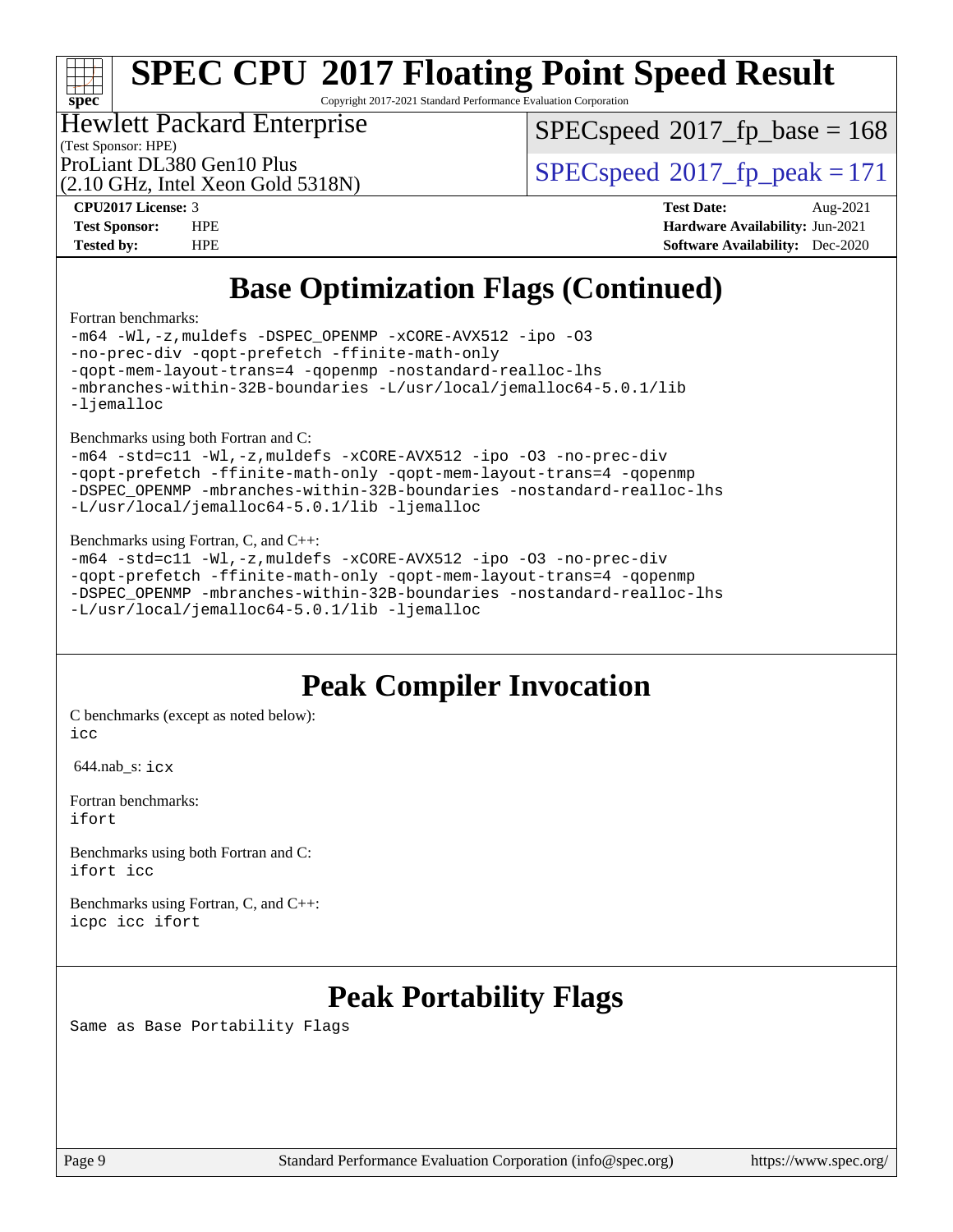# Base Optimization Flags (Continued)

Fortran benchmarks:

```
-m64 -Wl,-z,muldefs -DSPEC_OPENMP -xCORE-AVX512 -ipo -O3
-no-prec-div -qopt-prefetch -ffinite-math-only
-qopt-mem-layout-trans=4 -qopenmp -nostandard-realloc-lhs
-mbranches-within-32B-boundaries -L/usr/local/jemalloc64-5.0.1/lib
-ljemalloc
```

Benchmarks using both Fortran and C:

```
-m64 -std=c11 -Wl,-z,muldefs -xCORE-AVX512 -ipo -O3 -no-prec-div
-qopt-prefetch -ffinite-math-only -qopt-mem-layout-trans=4 -qopenmp
-DSPEC_OPENMP -mbranches-within-32B-boundaries -nostandard-realloc-lhs
-L/usr/local/jemalloc64-5.0.1/lib -ljemalloc
```

Benchmarks using Fortran, C, and C++:

```
-m64 -std=c11 -Wl,-z,muldefs -xCORE-AVX512 -ipo -O3 -no-prec-div
-qopt-prefetch -ffinite-math-only -qopt-mem-layout-trans=4 -qopenmp
-DSPEC_OPENMP -mbranches-within-32B-boundaries -nostandard-realloc-lhs
-L/usr/local/jemalloc64-5.0.1/lib -ljemalloc
```

# Peak Compiler Invocation

C benchmarks (except as noted below):
`icc`

644.nab_s: `icx`

Fortran benchmarks:
`ifort`

Benchmarks using both Fortran and C:
`ifort icc`

Benchmarks using Fortran, C, and C++:
`icpc icc ifort`

# Peak Portability Flags

Same as Base Portability Flags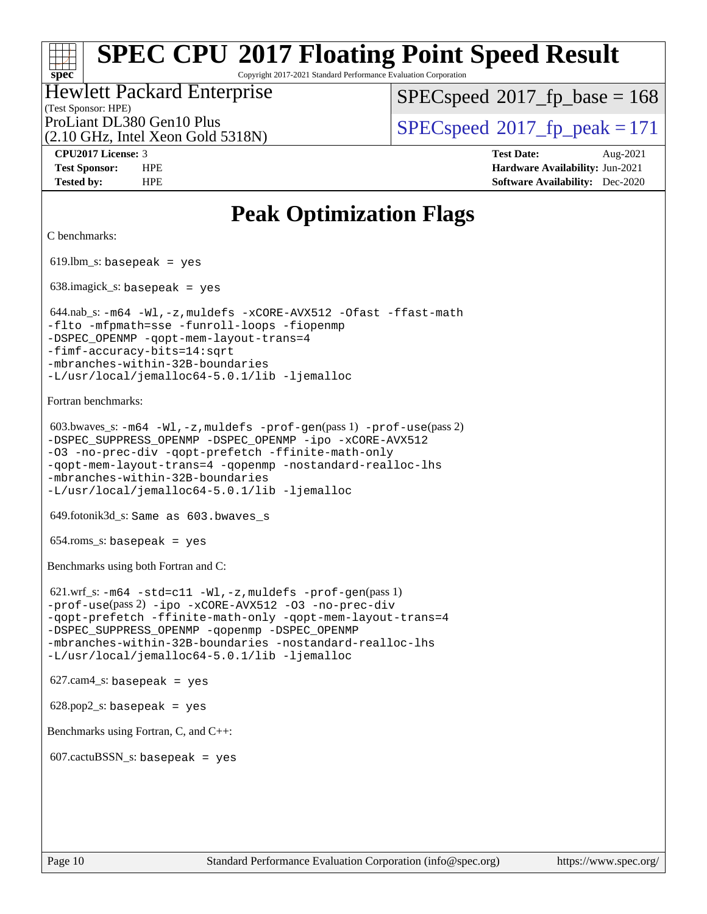# SPEC CPU 2017 Floating Point Speed Result

Copyright 2017-2021 Standard Performance Evaluation Corporation

Hewlett Packard Enterprise
(Test Sponsor: HPE)
ProLiant DL380 Gen10 Plus
(2.10 GHz, Intel Xeon Gold 5318N)

SPECspeed 2017_fp_base = 168
SPECspeed 2017_fp_peak = 171

**CPU2017 License:** 3
**Test Sponsor:** HPE
**Tested by:** HPE

**Test Date:** Aug-2021
**Hardware Availability:** Jun-2021
**Software Availability:** Dec-2020

## Peak Optimization Flags

C benchmarks:

619.lbm_s: `basepeak = yes`

638.imagick_s: `basepeak = yes`

644.nab_s: `-m64 -Wl,-z,muldefs -xCORE-AVX512 -Ofast -ffast-math -flto -mfpmath=sse -funroll-loops -fiopenmp -DSPEC_OPENMP -qopt-mem-layout-trans=4 -fimf-accuracy-bits=14:sqrt -mbranches-within-32B-boundaries -L/usr/local/jemalloc64-5.0.1/lib -ljemalloc`

Fortran benchmarks:

603.bwaves_s: `-m64 -Wl,-z,muldefs -prof-gen`(pass 1) `-prof-use`(pass 2) `-DSPEC_SUPPRESS_OPENMP -DSPEC_OPENMP -ipo -xCORE-AVX512 -O3 -no-prec-div -qopt-prefetch -ffinite-math-only -qopt-mem-layout-trans=4 -qopenmp -nostandard-realloc-lhs -mbranches-within-32B-boundaries -L/usr/local/jemalloc64-5.0.1/lib -ljemalloc`

649.fotonik3d_s: `Same as 603.bwaves_s`

654.roms_s: `basepeak = yes`

Benchmarks using both Fortran and C:

621.wrf_s: `-m64 -std=c11 -Wl,-z,muldefs -prof-gen`(pass 1) `-prof-use`(pass 2) `-ipo -xCORE-AVX512 -O3 -no-prec-div -qopt-prefetch -ffinite-math-only -qopt-mem-layout-trans=4 -DSPEC_SUPPRESS_OPENMP -qopenmp -DSPEC_OPENMP -mbranches-within-32B-boundaries -nostandard-realloc-lhs -L/usr/local/jemalloc64-5.0.1/lib -ljemalloc`

627.cam4_s: `basepeak = yes`

628.pop2_s: `basepeak = yes`

Benchmarks using Fortran, C, and C++:

607.cactuBSSN_s: `basepeak = yes`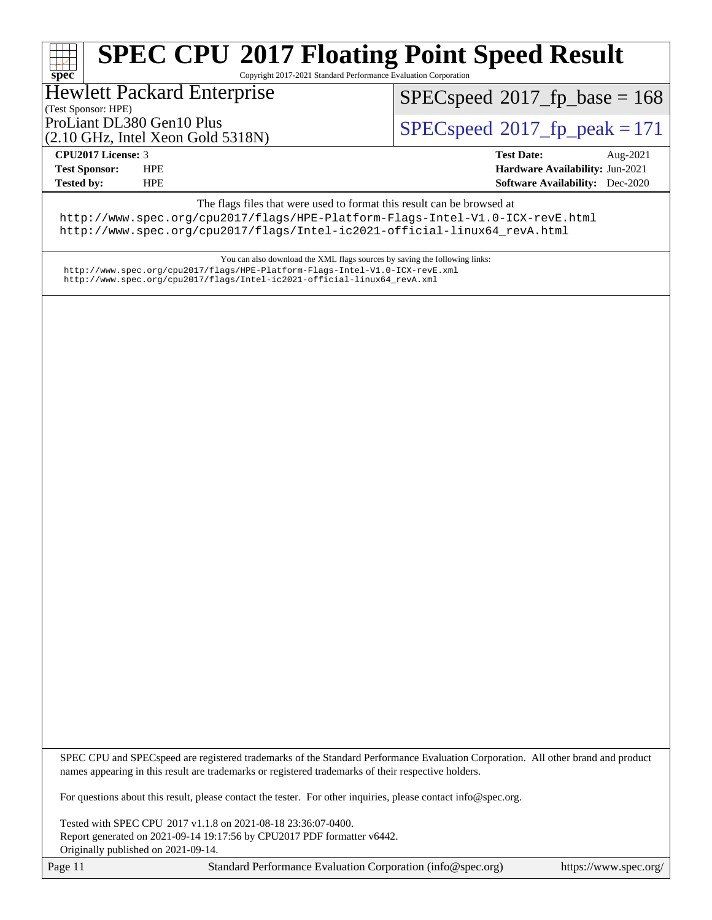The flags files that were used to format this result can be browsed at

http://www.spec.org/cpu2017/flags/HPE-Platform-Flags-Intel-V1.0-ICX-revE.html
http://www.spec.org/cpu2017/flags/Intel-ic2021-official-linux64_revA.html

You can also download the XML flags sources by saving the following links:

http://www.spec.org/cpu2017/flags/HPE-Platform-Flags-Intel-V1.0-ICX-revE.xml
http://www.spec.org/cpu2017/flags/Intel-ic2021-official-linux64_revA.xml

SPEC CPU and SPECspeed are registered trademarks of the Standard Performance Evaluation Corporation. All other brand and product names appearing in this result are trademarks or registered trademarks of their respective holders.

For questions about this result, please contact the tester. For other inquiries, please contact info@spec.org.

Tested with SPEC CPU 2017 v1.1.8 on 2021-08-18 23:36:07-0400.
Report generated on 2021-09-14 19:17:56 by CPU2017 PDF formatter v6442.
Originally published on 2021-09-14.